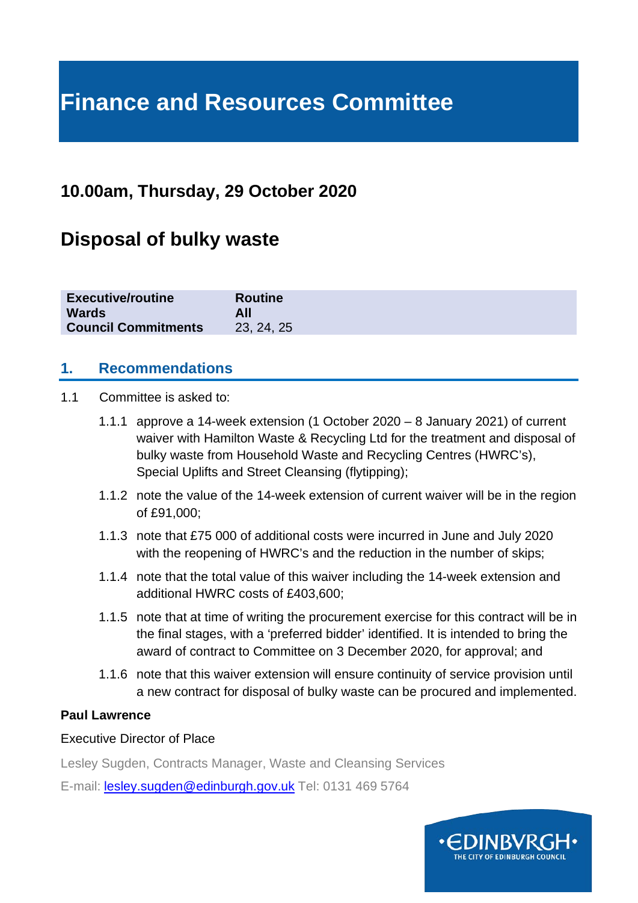# Finance and Resources Committee

## 10.00am, Thursday, 29 October 2020

## Disposal of bulky waste

| Executive/routine | Routine |
| --- | --- |
| Wards | All |
| Council Commitments | 23, 24, 25 |

## 1. Recommendations

1.1 Committee is asked to:

1.1.1 approve a 14-week extension (1 October 2020 – 8 January 2021) of current waiver with Hamilton Waste & Recycling Ltd for the treatment and disposal of bulky waste from Household Waste and Recycling Centres (HWRC's), Special Uplifts and Street Cleansing (flytipping);

1.1.2 note the value of the 14-week extension of current waiver will be in the region of £91,000;

1.1.3 note that £75 000 of additional costs were incurred in June and July 2020 with the reopening of HWRC's and the reduction in the number of skips;

1.1.4 note that the total value of this waiver including the 14-week extension and additional HWRC costs of £403,600;

1.1.5 note that at time of writing the procurement exercise for this contract will be in the final stages, with a 'preferred bidder' identified. It is intended to bring the award of contract to Committee on 3 December 2020, for approval; and

1.1.6 note that this waiver extension will ensure continuity of service provision until a new contract for disposal of bulky waste can be procured and implemented.

**Paul Lawrence**

Executive Director of Place

Lesley Sugden, Contracts Manager, Waste and Cleansing Services

E-mail: lesley.sugden@edinburgh.gov.uk Tel: 0131 469 5764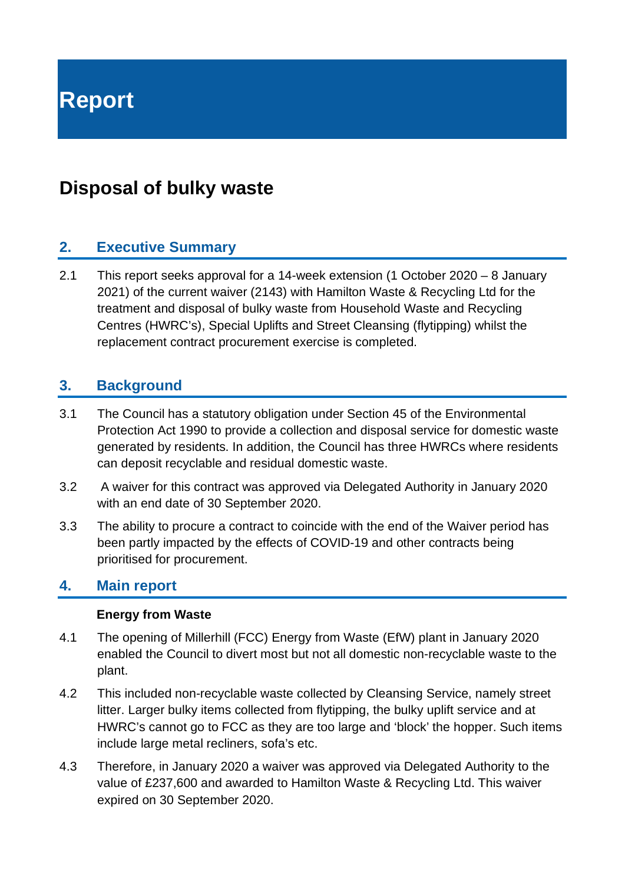# Report

## Disposal of bulky waste

### 2. Executive Summary

2.1 This report seeks approval for a 14-week extension (1 October 2020 – 8 January 2021) of the current waiver (2143) with Hamilton Waste & Recycling Ltd for the treatment and disposal of bulky waste from Household Waste and Recycling Centres (HWRC's), Special Uplifts and Street Cleansing (flytipping) whilst the replacement contract procurement exercise is completed.

### 3. Background

3.1 The Council has a statutory obligation under Section 45 of the Environmental Protection Act 1990 to provide a collection and disposal service for domestic waste generated by residents. In addition, the Council has three HWRCs where residents can deposit recyclable and residual domestic waste.

3.2 A waiver for this contract was approved via Delegated Authority in January 2020 with an end date of 30 September 2020.

3.3 The ability to procure a contract to coincide with the end of the Waiver period has been partly impacted by the effects of COVID-19 and other contracts being prioritised for procurement.

### 4. Main report

**Energy from Waste**

4.1 The opening of Millerhill (FCC) Energy from Waste (EfW) plant in January 2020 enabled the Council to divert most but not all domestic non-recyclable waste to the plant.

4.2 This included non-recyclable waste collected by Cleansing Service, namely street litter. Larger bulky items collected from flytipping, the bulky uplift service and at HWRC's cannot go to FCC as they are too large and 'block' the hopper. Such items include large metal recliners, sofa's etc.

4.3 Therefore, in January 2020 a waiver was approved via Delegated Authority to the value of £237,600 and awarded to Hamilton Waste & Recycling Ltd. This waiver expired on 30 September 2020.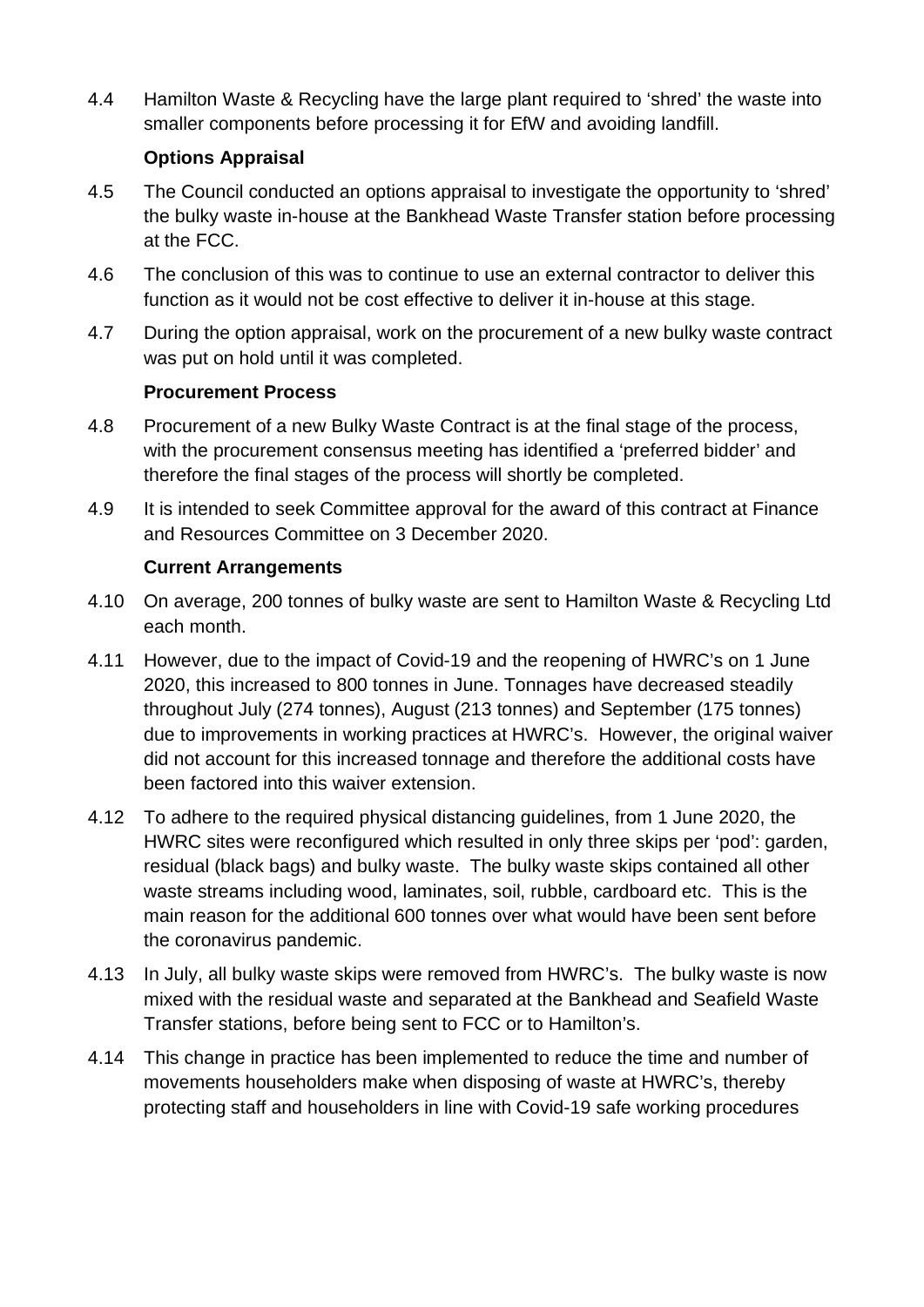4.4 Hamilton Waste & Recycling have the large plant required to 'shred' the waste into smaller components before processing it for EfW and avoiding landfill.

**Options Appraisal**

4.5 The Council conducted an options appraisal to investigate the opportunity to 'shred' the bulky waste in-house at the Bankhead Waste Transfer station before processing at the FCC.

4.6 The conclusion of this was to continue to use an external contractor to deliver this function as it would not be cost effective to deliver it in-house at this stage.

4.7 During the option appraisal, work on the procurement of a new bulky waste contract was put on hold until it was completed.

**Procurement Process**

4.8 Procurement of a new Bulky Waste Contract is at the final stage of the process, with the procurement consensus meeting has identified a 'preferred bidder' and therefore the final stages of the process will shortly be completed.

4.9 It is intended to seek Committee approval for the award of this contract at Finance and Resources Committee on 3 December 2020.

**Current Arrangements**

4.10 On average, 200 tonnes of bulky waste are sent to Hamilton Waste & Recycling Ltd each month.

4.11 However, due to the impact of Covid-19 and the reopening of HWRC's on 1 June 2020, this increased to 800 tonnes in June. Tonnages have decreased steadily throughout July (274 tonnes), August (213 tonnes) and September (175 tonnes) due to improvements in working practices at HWRC's. However, the original waiver did not account for this increased tonnage and therefore the additional costs have been factored into this waiver extension.

4.12 To adhere to the required physical distancing guidelines, from 1 June 2020, the HWRC sites were reconfigured which resulted in only three skips per 'pod': garden, residual (black bags) and bulky waste. The bulky waste skips contained all other waste streams including wood, laminates, soil, rubble, cardboard etc. This is the main reason for the additional 600 tonnes over what would have been sent before the coronavirus pandemic.

4.13 In July, all bulky waste skips were removed from HWRC's. The bulky waste is now mixed with the residual waste and separated at the Bankhead and Seafield Waste Transfer stations, before being sent to FCC or to Hamilton's.

4.14 This change in practice has been implemented to reduce the time and number of movements householders make when disposing of waste at HWRC's, thereby protecting staff and householders in line with Covid-19 safe working procedures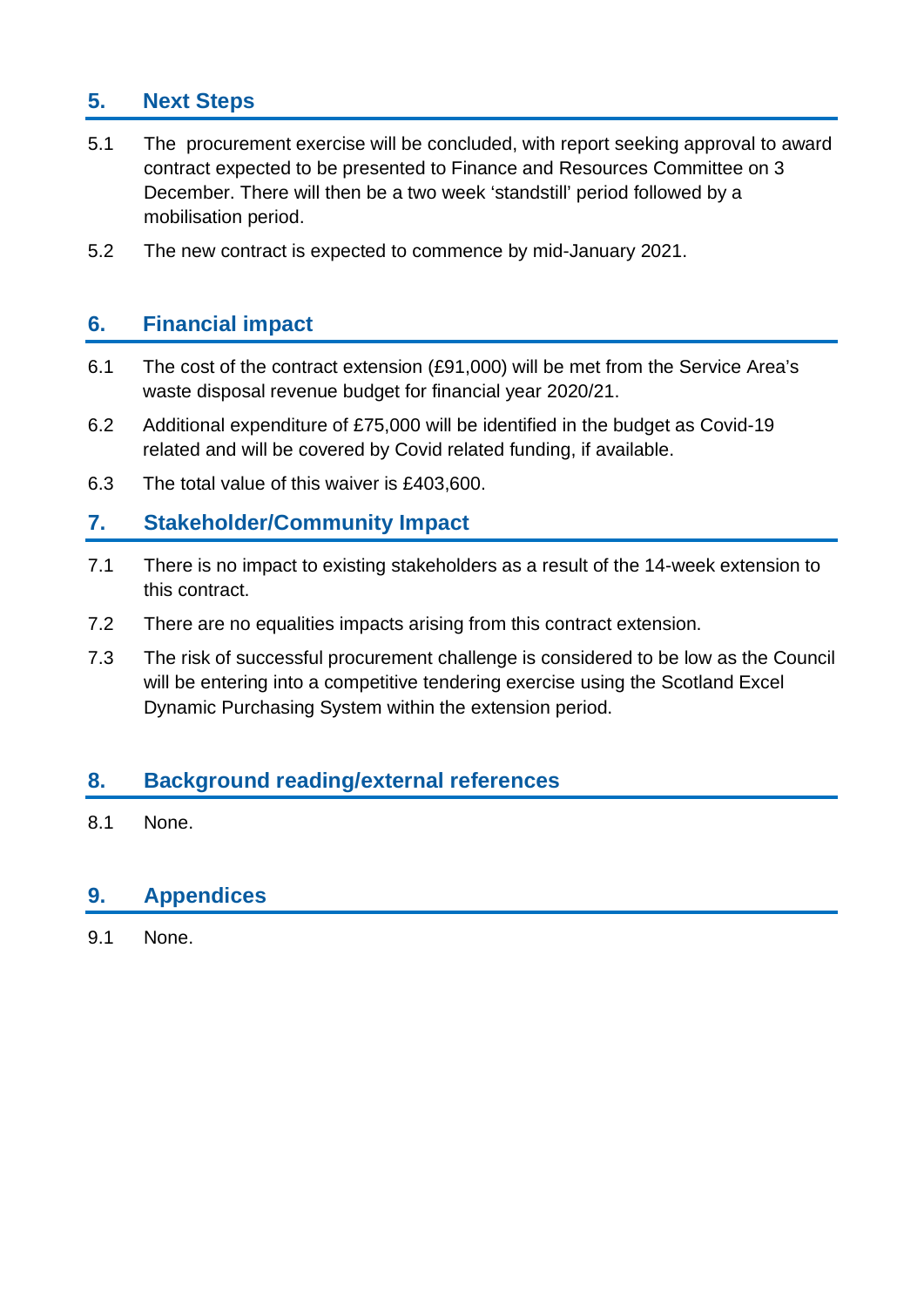## 5. Next Steps

5.1 The procurement exercise will be concluded, with report seeking approval to award contract expected to be presented to Finance and Resources Committee on 3 December. There will then be a two week 'standstill' period followed by a mobilisation period.

5.2 The new contract is expected to commence by mid-January 2021.

## 6. Financial impact

6.1 The cost of the contract extension (£91,000) will be met from the Service Area's waste disposal revenue budget for financial year 2020/21.

6.2 Additional expenditure of £75,000 will be identified in the budget as Covid-19 related and will be covered by Covid related funding, if available.

6.3 The total value of this waiver is £403,600.

## 7. Stakeholder/Community Impact

7.1 There is no impact to existing stakeholders as a result of the 14-week extension to this contract.

7.2 There are no equalities impacts arising from this contract extension.

7.3 The risk of successful procurement challenge is considered to be low as the Council will be entering into a competitive tendering exercise using the Scotland Excel Dynamic Purchasing System within the extension period.

## 8. Background reading/external references

8.1 None.

## 9. Appendices

9.1 None.